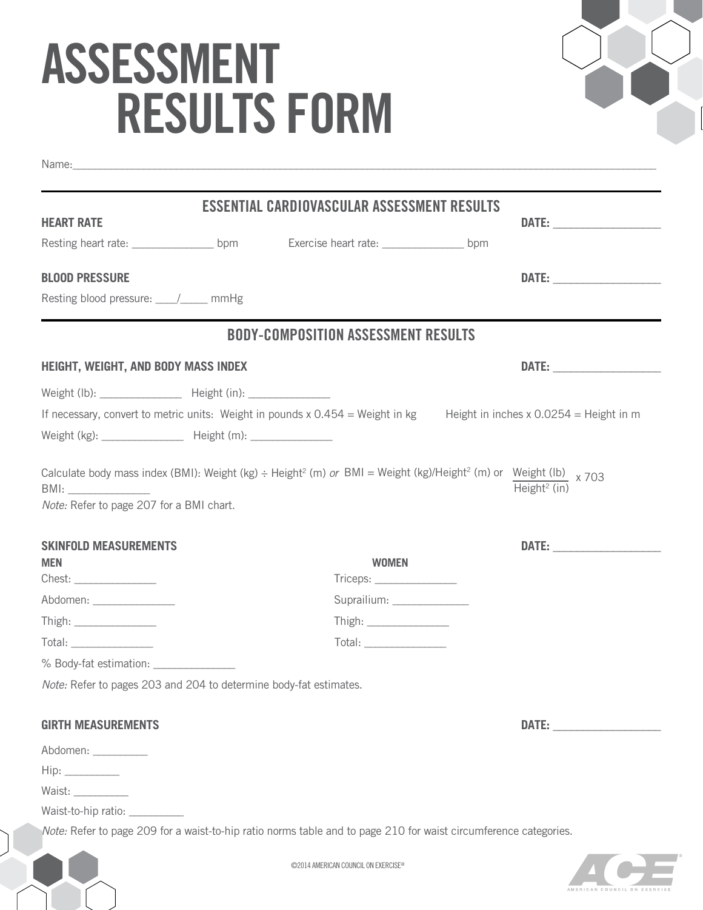# ASSESSMENT RESULTS FORM

Name:___________________________________________________________________________

## ESSENTIAL CARDIOVASCULAR ASSESSMENT RESULTS

**HEART RATE** **DATE:** _______________

Resting heart rate: _____________ bpm Exercise heart rate: _____________ bpm

**BLOOD PRESSURE** **DATE:** _______________

Resting blood pressure: ____/_____ mmHg

## BODY-COMPOSITION ASSESSMENT RESULTS

**HEIGHT, WEIGHT, AND BODY MASS INDEX** **DATE:** _______________

Weight (lb): _____________ Height (in): _____________

If necessary, convert to metric units: Weight in pounds x 0.454 = Weight in kg Height in inches x 0.0254 = Height in m

Weight (kg): _____________ Height (m): _____________

Calculate body mass index (BMI): Weight (kg) ÷ Height$^2$ (m) *or* BMI = Weight (kg)/Height$^2$ (m) or $\frac{\text{Weight (lb)}}{\text{Height}^2\text{ (in)}} \times 703$

BMI: _____________

*Note:* Refer to page 207 for a BMI chart.

**SKINFOLD MEASUREMENTS** **DATE:** _______________

**MEN**

Chest: _____________

Abdomen: _____________

Thigh: _____________

Total: _____________

**WOMEN**

Triceps: _____________

Suprailium: _____________

Thigh: _____________

Total: _____________

% Body-fat estimation: _____________

*Note:* Refer to pages 203 and 204 to determine body-fat estimates.

**GIRTH MEASUREMENTS** **DATE:** _______________

Abdomen: _________

Hip: _________

Waist: _________

Waist-to-hip ratio: _________

*Note:* Refer to page 209 for a waist-to-hip ratio norms table and to page 210 for waist circumference categories.

©2014 AMERICAN COUNCIL ON EXERCISE®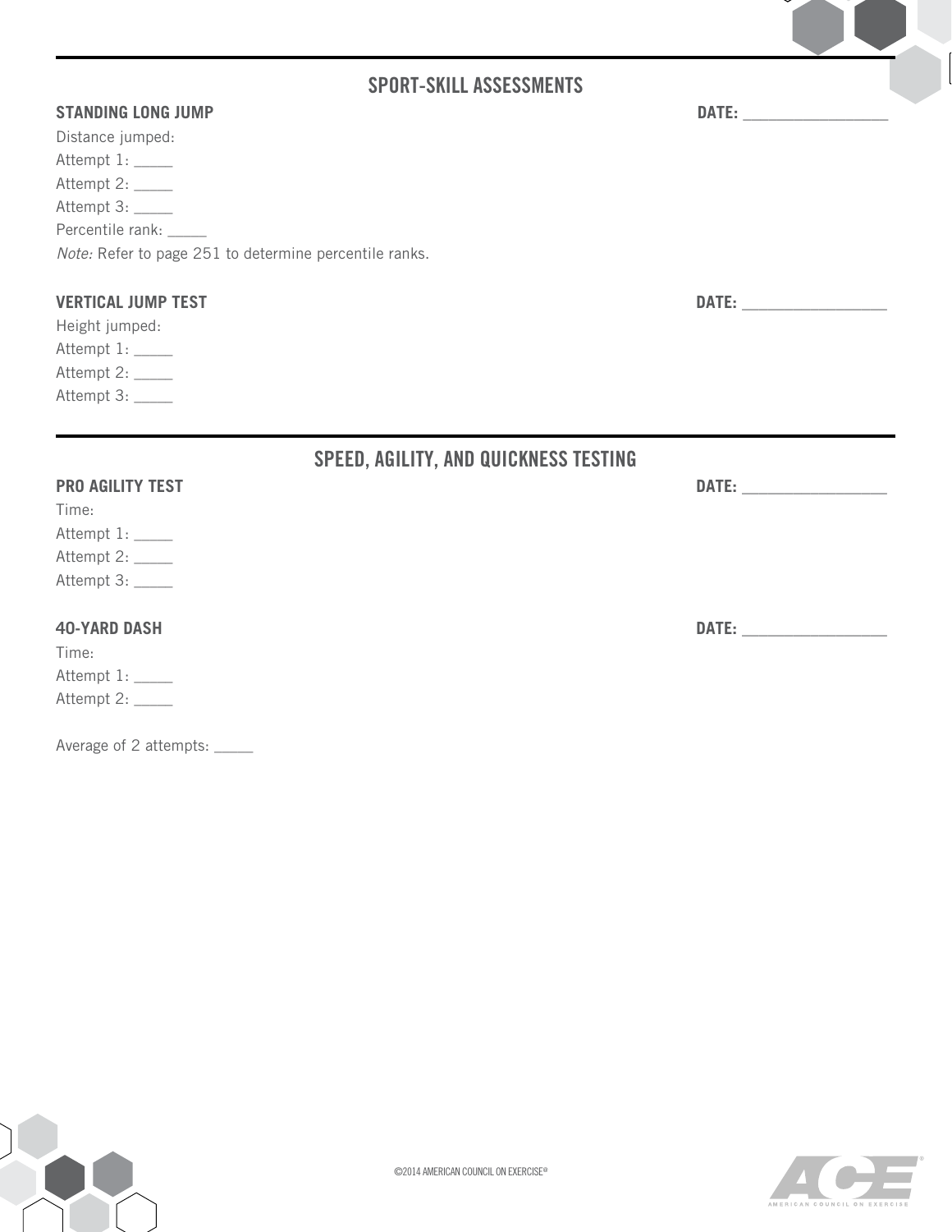## SPORT-SKILL ASSESSMENTS

### STANDING LONG JUMP

**DATE:** _________________

Distance jumped:

Attempt 1: _____

Attempt 2: _____

Attempt 3: _____

Percentile rank: _____

*Note:* Refer to page 251 to determine percentile ranks.

### VERTICAL JUMP TEST

**DATE:** _________________

Height jumped:

Attempt 1: _____

Attempt 2: _____

Attempt 3: _____

## SPEED, AGILITY, AND QUICKNESS TESTING

### PRO AGILITY TEST

**DATE:** _________________

Time:

Attempt 1: _____

Attempt 2: _____

Attempt 3: _____

### 40-YARD DASH

**DATE:** _________________

Time:

Attempt 1: _____

Attempt 2: _____

Average of 2 attempts: _____

©2014 AMERICAN COUNCIL ON EXERCISE®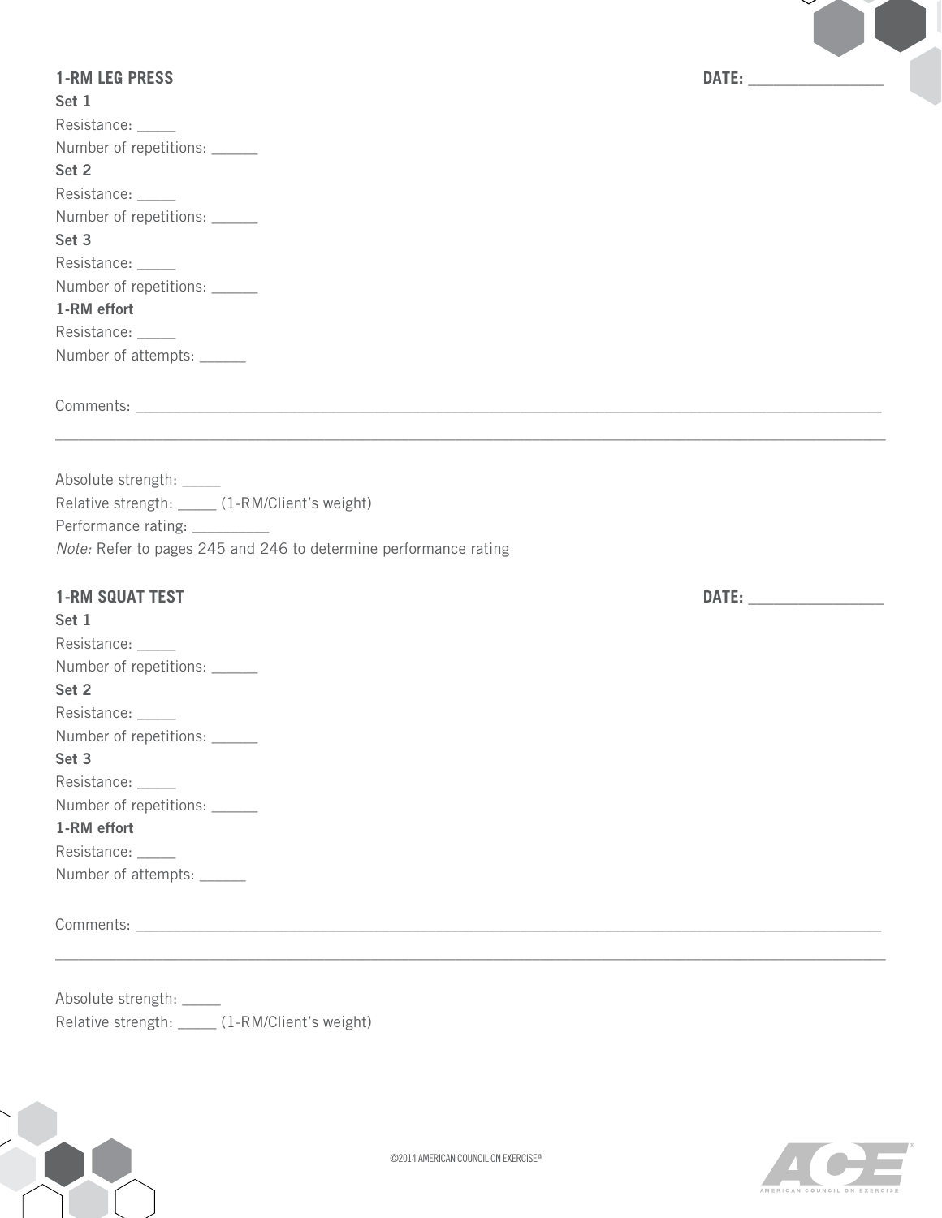**1-RM LEG PRESS** **DATE: ________________**

**Set 1**

Resistance: _____

Number of repetitions: ______

**Set 2**

Resistance: _____

Number of repetitions: ______

**Set 3**

Resistance: _____

Number of repetitions: ______

**1-RM effort**

Resistance: _____

Number of attempts: ______

Comments: ____________________________________________________________________________________________

____________________________________________________________________________________________________

Absolute strength: _____

Relative strength: _____ (1-RM/Client's weight)

Performance rating: __________

*Note:* Refer to pages 245 and 246 to determine performance rating

**1-RM SQUAT TEST** **DATE: ________________**

**Set 1**

Resistance: _____

Number of repetitions: ______

**Set 2**

Resistance: _____

Number of repetitions: ______

**Set 3**

Resistance: _____

Number of repetitions: ______

**1-RM effort**

Resistance: _____

Number of attempts: ______

Comments: ____________________________________________________________________________________________

____________________________________________________________________________________________________

Absolute strength: _____

Relative strength: _____ (1-RM/Client's weight)

©2014 AMERICAN COUNCIL ON EXERCISE®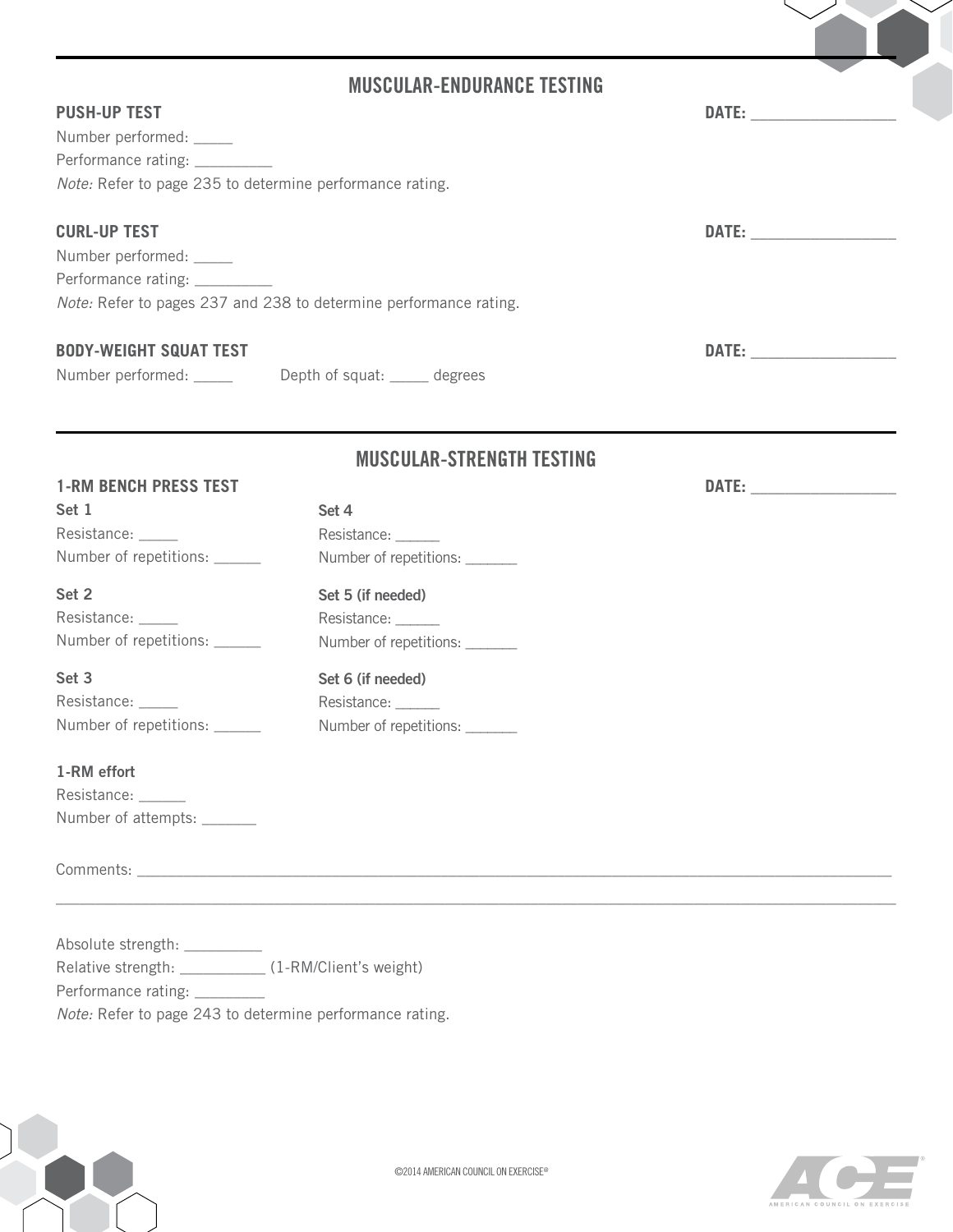## MUSCULAR-ENDURANCE TESTING

### PUSH-UP TEST

DATE: ________________

Number performed: _____

Performance rating: __________

*Note:* Refer to page 235 to determine performance rating.

### CURL-UP TEST

DATE: ________________

Number performed: _____

Performance rating: __________

*Note:* Refer to pages 237 and 238 to determine performance rating.

### BODY-WEIGHT SQUAT TEST

DATE: ________________

Number performed: _____ Depth of squat: _____ degrees

## MUSCULAR-STRENGTH TESTING

### 1-RM BENCH PRESS TEST

DATE: ________________

**Set 1**

Resistance: _____

Number of repetitions: ______

**Set 2**

Resistance: _____

Number of repetitions: ______

**Set 3**

Resistance: _____

Number of repetitions: ______

**Set 4**

Resistance: ______

Number of repetitions: _______

**Set 5 (if needed)**

Resistance: ______

Number of repetitions: _______

**Set 6 (if needed)**

Resistance: ______

Number of repetitions: _______

**1-RM effort**

Resistance: ______

Number of attempts: _______

Comments: ____________________________________________________________________________________________

____________________________________________________________________________________________________

Absolute strength: __________

Relative strength: ___________ (1-RM/Client's weight)

Performance rating: _________

*Note:* Refer to page 243 to determine performance rating.

©2014 AMERICAN COUNCIL ON EXERCISE®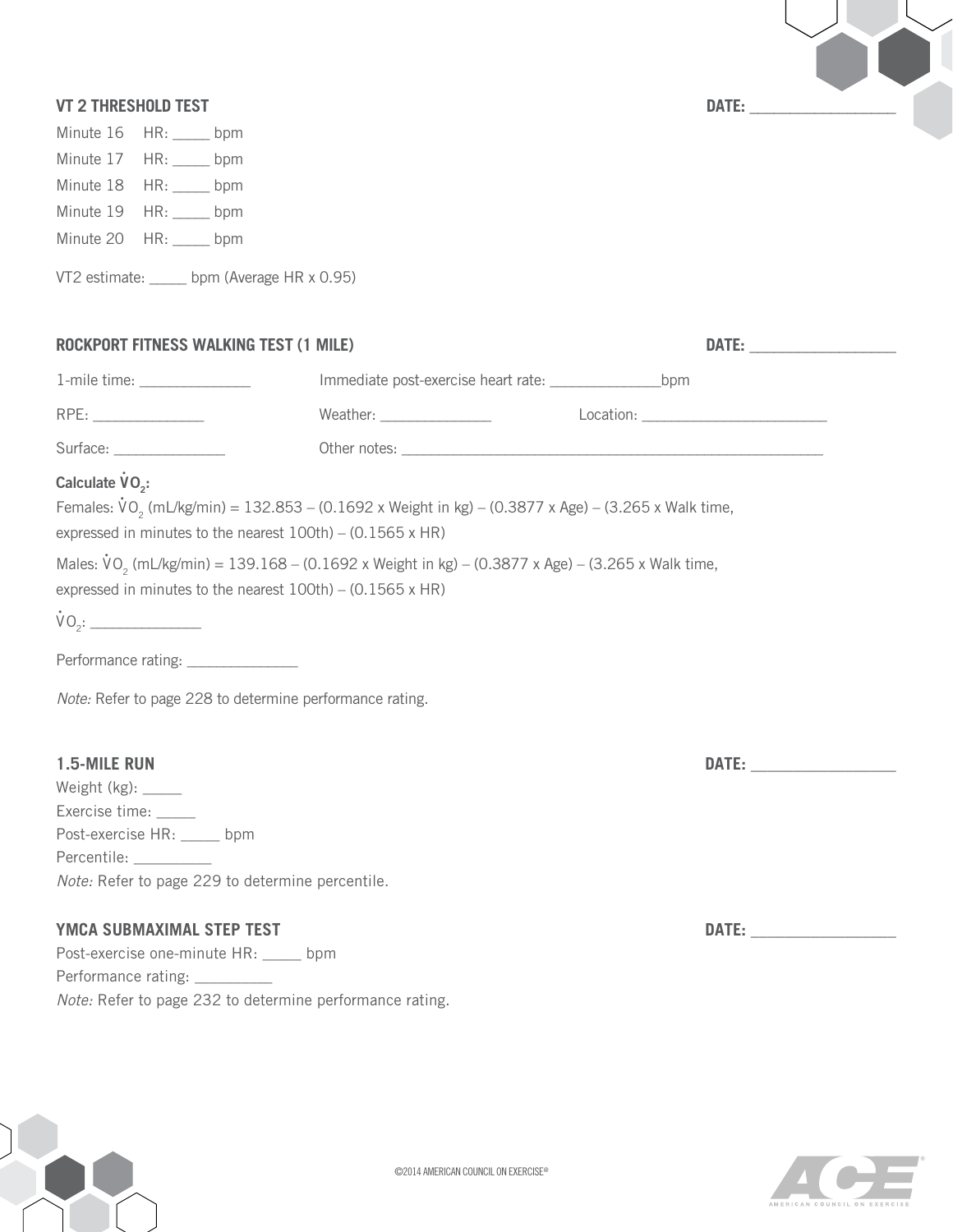## VT 2 THRESHOLD TEST

**DATE:** ________________

Minute 16 HR: _____ bpm

Minute 17 HR: _____ bpm

Minute 18 HR: _____ bpm

Minute 19 HR: _____ bpm

Minute 20 HR: _____ bpm

VT2 estimate: _____ bpm (Average HR x 0.95)

## ROCKPORT FITNESS WALKING TEST (1 MILE)

**DATE:** ________________

1-mile time: ______________ Immediate post-exercise heart rate: ______________bpm

RPE: ______________ Weather: ______________ Location: ________________________

Surface: ______________ Other notes: ________________________________________________________

**Calculate $\dot{V}O_2$:**

Females: $\dot{V}O_2$ (mL/kg/min) = 132.853 – (0.1692 x Weight in kg) – (0.3877 x Age) – (3.265 x Walk time, expressed in minutes to the nearest 100th) – (0.1565 x HR)

Males: $\dot{V}O_2$ (mL/kg/min) = 139.168 – (0.1692 x Weight in kg) – (0.3877 x Age) – (3.265 x Walk time, expressed in minutes to the nearest 100th) – (0.1565 x HR)

$\dot{V}O_2$: ______________

Performance rating: ______________

*Note:* Refer to page 228 to determine performance rating.

## 1.5-MILE RUN

**DATE:** ________________

Weight (kg): _____

Exercise time: _____

Post-exercise HR: _____ bpm

Percentile: __________

*Note:* Refer to page 229 to determine percentile.

## YMCA SUBMAXIMAL STEP TEST

**DATE:** ________________

Post-exercise one-minute HR: _____ bpm

Performance rating: __________

*Note:* Refer to page 232 to determine performance rating.

©2014 AMERICAN COUNCIL ON EXERCISE®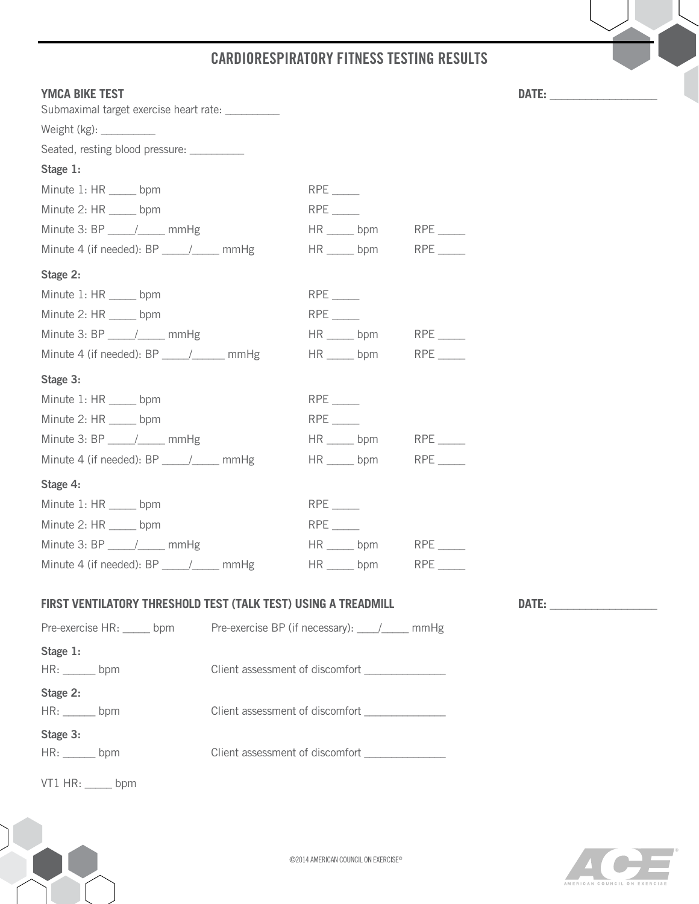# CARDIORESPIRATORY FITNESS TESTING RESULTS

**YMCA BIKE TEST** **DATE:** __________________

Submaximal target exercise heart rate: __________

Weight (kg): __________

Seated, resting blood pressure: __________

**Stage 1:**

Minute 1: HR _____ bpm RPE _____

Minute 2: HR _____ bpm RPE _____

Minute 3: BP _____/_____ mmHg HR _____ bpm RPE _____

Minute 4 (if needed): BP _____/_____ mmHg HR _____ bpm RPE _____

**Stage 2:**

Minute 1: HR _____ bpm RPE _____

Minute 2: HR _____ bpm RPE _____

Minute 3: BP _____/_____ mmHg HR _____ bpm RPE _____

Minute 4 (if needed): BP _____/______ mmHg HR _____ bpm RPE _____

**Stage 3:**

Minute 1: HR _____ bpm RPE _____

Minute 2: HR _____ bpm RPE _____

Minute 3: BP _____/_____ mmHg HR _____ bpm RPE _____

Minute 4 (if needed): BP _____/_____ mmHg HR _____ bpm RPE _____

**Stage 4:**

Minute 1: HR _____ bpm RPE _____

Minute 2: HR _____ bpm RPE _____

Minute 3: BP _____/_____ mmHg HR _____ bpm RPE _____

Minute 4 (if needed): BP _____/_____ mmHg HR _____ bpm RPE _____

**FIRST VENTILATORY THRESHOLD TEST (TALK TEST) USING A TREADMILL** **DATE:** ___________________

Pre-exercise HR: _____ bpm Pre-exercise BP (if necessary): ____/_____ mmHg

**Stage 1:**

HR: ______ bpm Client assessment of discomfort ______________

**Stage 2:**

HR: ______ bpm Client assessment of discomfort ______________

**Stage 3:**

HR: ______ bpm Client assessment of discomfort ______________

VT1 HR: _____ bpm

©2014 AMERICAN COUNCIL ON EXERCISE®